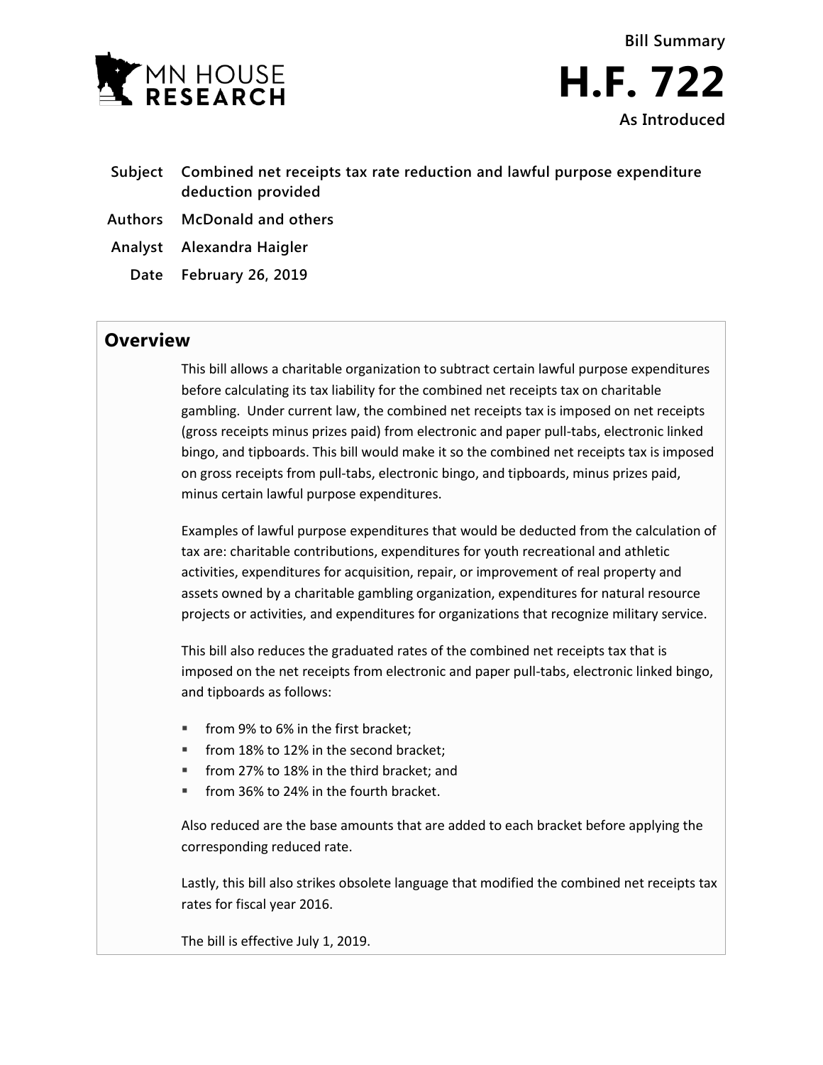Bill Summary

# H.F. 722

As Introduced

**Subject** Combined net receipts tax rate reduction and lawful purpose expenditure deduction provided

**Authors** McDonald and others

**Analyst** Alexandra Haigler

**Date** February 26, 2019

## Overview

This bill allows a charitable organization to subtract certain lawful purpose expenditures before calculating its tax liability for the combined net receipts tax on charitable gambling. Under current law, the combined net receipts tax is imposed on net receipts (gross receipts minus prizes paid) from electronic and paper pull-tabs, electronic linked bingo, and tipboards. This bill would make it so the combined net receipts tax is imposed on gross receipts from pull-tabs, electronic bingo, and tipboards, minus prizes paid, minus certain lawful purpose expenditures.

Examples of lawful purpose expenditures that would be deducted from the calculation of tax are: charitable contributions, expenditures for youth recreational and athletic activities, expenditures for acquisition, repair, or improvement of real property and assets owned by a charitable gambling organization, expenditures for natural resource projects or activities, and expenditures for organizations that recognize military service.

This bill also reduces the graduated rates of the combined net receipts tax that is imposed on the net receipts from electronic and paper pull-tabs, electronic linked bingo, and tipboards as follows:

- from 9% to 6% in the first bracket;
- from 18% to 12% in the second bracket;
- from 27% to 18% in the third bracket; and
- from 36% to 24% in the fourth bracket.

Also reduced are the base amounts that are added to each bracket before applying the corresponding reduced rate.

Lastly, this bill also strikes obsolete language that modified the combined net receipts tax rates for fiscal year 2016.

The bill is effective July 1, 2019.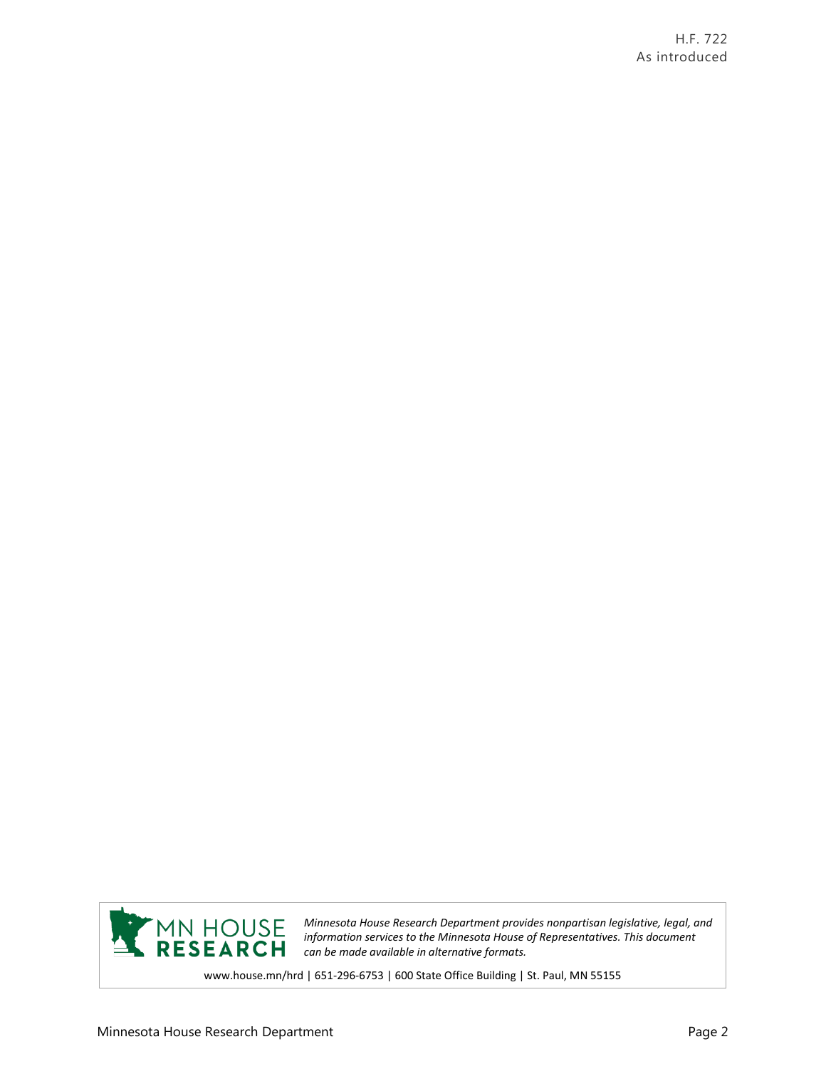MN HOUSE RESEARCH

*Minnesota House Research Department provides nonpartisan legislative, legal, and information services to the Minnesota House of Representatives. This document can be made available in alternative formats.*

www.house.mn/hrd | 651-296-6753 | 600 State Office Building | St. Paul, MN 55155